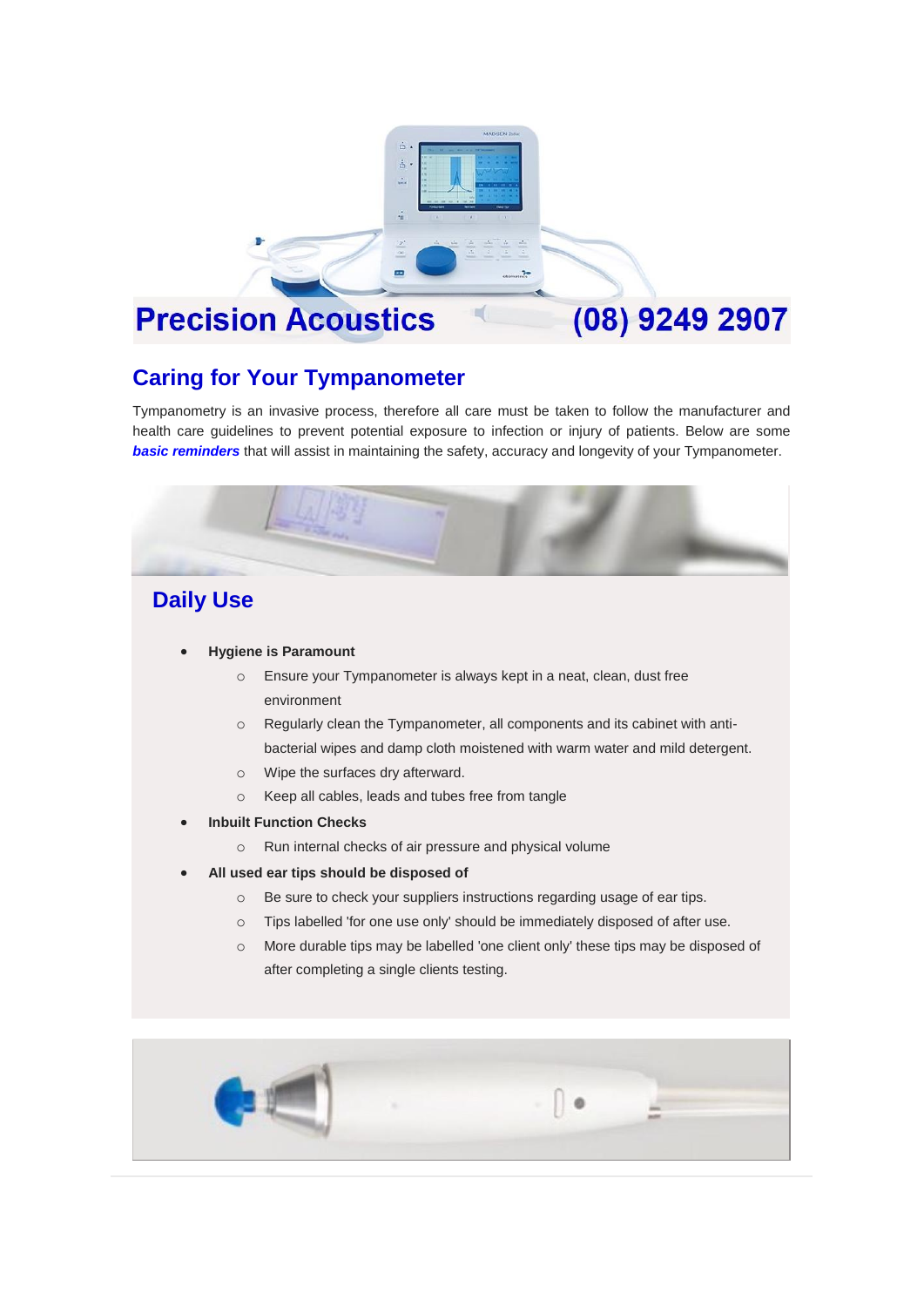**Precision Acoustics** **(08) 9249 2907**

## Caring for Your Tympanometer

Tympanometry is an invasive process, therefore all care must be taken to follow the manufacturer and health care guidelines to prevent potential exposure to infection or injury of patients. Below are some ***basic reminders*** that will assist in maintaining the safety, accuracy and longevity of your Tympanometer.

### Daily Use

- **Hygiene is Paramount**
  - Ensure your Tympanometer is always kept in a neat, clean, dust free environment
  - Regularly clean the Tympanometer, all components and its cabinet with anti-bacterial wipes and damp cloth moistened with warm water and mild detergent.
  - Wipe the surfaces dry afterward.
  - Keep all cables, leads and tubes free from tangle
- **Inbuilt Function Checks**
  - Run internal checks of air pressure and physical volume
- **All used ear tips should be disposed of**
  - Be sure to check your suppliers instructions regarding usage of ear tips.
  - Tips labelled 'for one use only' should be immediately disposed of after use.
  - More durable tips may be labelled 'one client only' these tips may be disposed of after completing a single clients testing.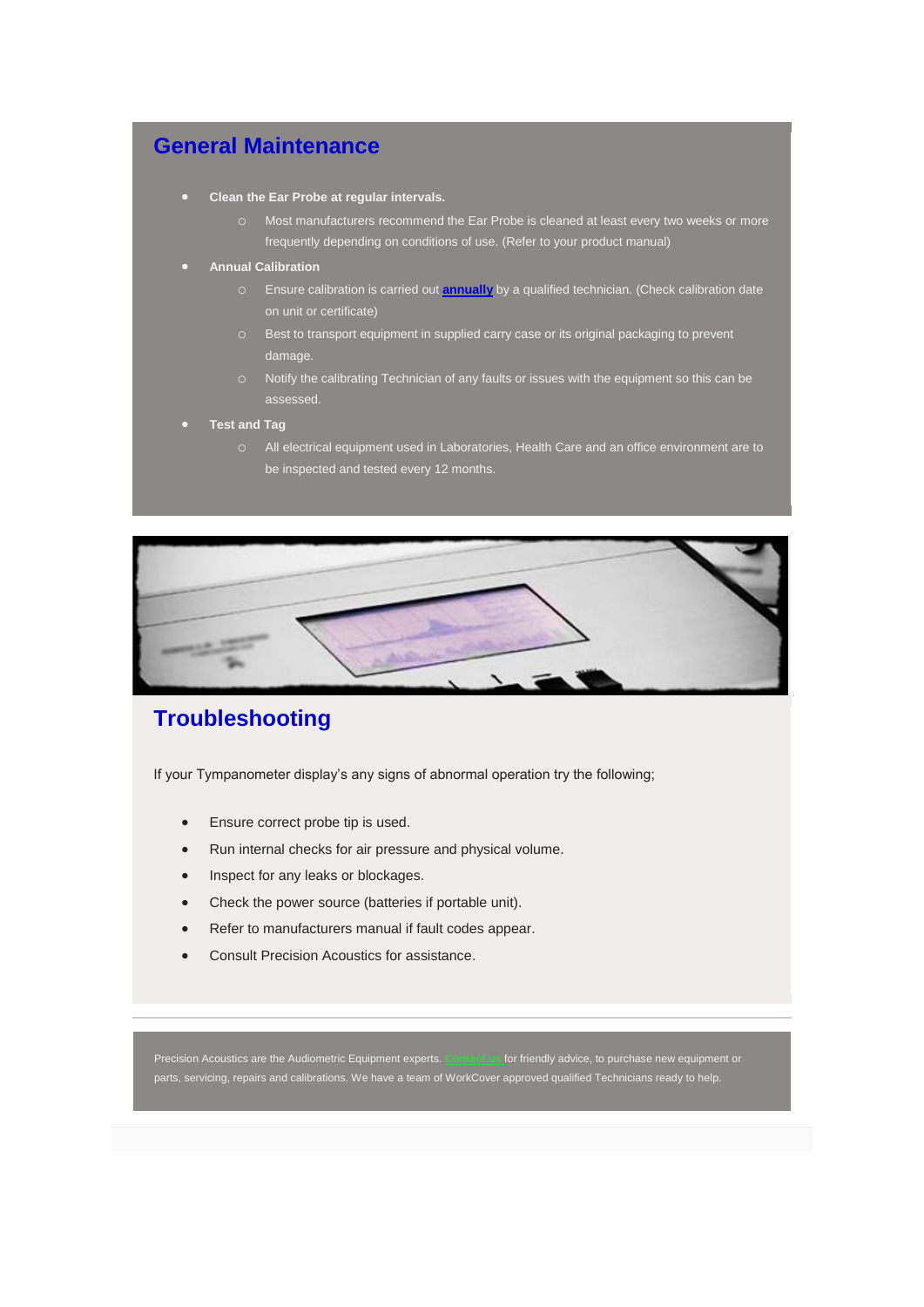## General Maintenance

- **Clean the Ear Probe at regular intervals.**
  - Most manufacturers recommend the Ear Probe is cleaned at least every two weeks or more frequently depending on conditions of use. (Refer to your product manual)
- **Annual Calibration**
  - Ensure calibration is carried out **annually** by a qualified technician. (Check calibration date on unit or certificate)
  - Best to transport equipment in supplied carry case or its original packaging to prevent damage.
  - Notify the calibrating Technician of any faults or issues with the equipment so this can be assessed.
- **Test and Tag**
  - All electrical equipment used in Laboratories, Health Care and an office environment are to be inspected and tested every 12 months.

## Troubleshooting

If your Tympanometer display's any signs of abnormal operation try the following;

- Ensure correct probe tip is used.
- Run internal checks for air pressure and physical volume.
- Inspect for any leaks or blockages.
- Check the power source (batteries if portable unit).
- Refer to manufacturers manual if fault codes appear.
- Consult Precision Acoustics for assistance.

Precision Acoustics are the Audiometric Equipment experts. Contact us for friendly advice, to purchase new equipment or parts, servicing, repairs and calibrations. We have a team of WorkCover approved qualified Technicians ready to help.